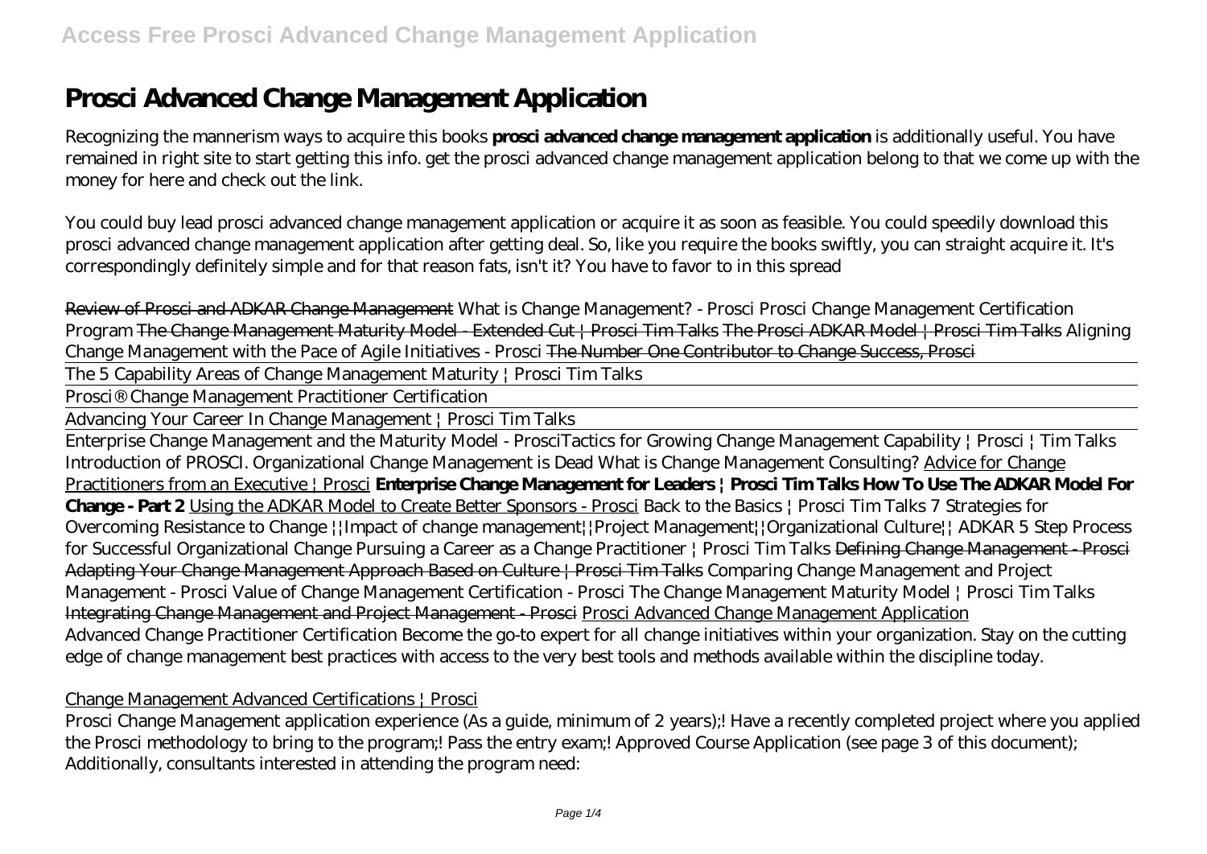# Prosci Advanced Change Management Application

Recognizing the mannerism ways to acquire this books **prosci advanced change management application** is additionally useful. You have remained in right site to start getting this info. get the prosci advanced change management application belong to that we come up with the money for here and check out the link.

You could buy lead prosci advanced change management application or acquire it as soon as feasible. You could speedily download this prosci advanced change management application after getting deal. So, like you require the books swiftly, you can straight acquire it. It's correspondingly definitely simple and for that reason fats, isn't it? You have to favor to in this spread

~~Review of Prosci and ADKAR Change Management~~ *What is Change Management? - Prosci Prosci Change Management Certification Program* ~~The Change Management Maturity Model - Extended Cut | Prosci Tim Talks~~ ~~The Prosci ADKAR Model | Prosci Tim Talks~~ *Aligning Change Management with the Pace of Agile Initiatives - Prosci* ~~The Number One Contributor to Change Success, Prosci~~

The 5 Capability Areas of Change Management Maturity | Prosci Tim Talks

Prosci® Change Management Practitioner Certification

Advancing Your Career In Change Management | Prosci Tim Talks

Enterprise Change Management and the Maturity Model - Prosci*Tactics for Growing Change Management Capability | Prosci | Tim Talks Introduction of PROSCI. Organizational Change Management is Dead What is Change Management Consulting?* Advice for Change Practitioners from an Executive | Prosci **Enterprise Change Management for Leaders | Prosci Tim Talks How To Use The ADKAR Model For Change - Part 2** Using the ADKAR Model to Create Better Sponsors - Prosci *Back to the Basics | Prosci Tim Talks 7 Strategies for Overcoming Resistance to Change ||Impact of change management||Project Management||Organizational Culture|| ADKAR 5 Step Process for Successful Organizational Change Pursuing a Career as a Change Practitioner | Prosci Tim Talks* ~~Defining Change Management - Prosci~~ ~~Adapting Your Change Management Approach Based on Culture | Prosci Tim Talks~~ *Comparing Change Management and Project Management - Prosci Value of Change Management Certification - Prosci The Change Management Maturity Model | Prosci Tim Talks* ~~Integrating Change Management and Project Management - Prosci~~ Prosci Advanced Change Management Application

Advanced Change Practitioner Certification Become the go-to expert for all change initiatives within your organization. Stay on the cutting edge of change management best practices with access to the very best tools and methods available within the discipline today.

Change Management Advanced Certifications | Prosci

Prosci Change Management application experience (As a guide, minimum of 2 years);! Have a recently completed project where you applied the Prosci methodology to bring to the program;! Pass the entry exam;! Approved Course Application (see page 3 of this document); Additionally, consultants interested in attending the program need: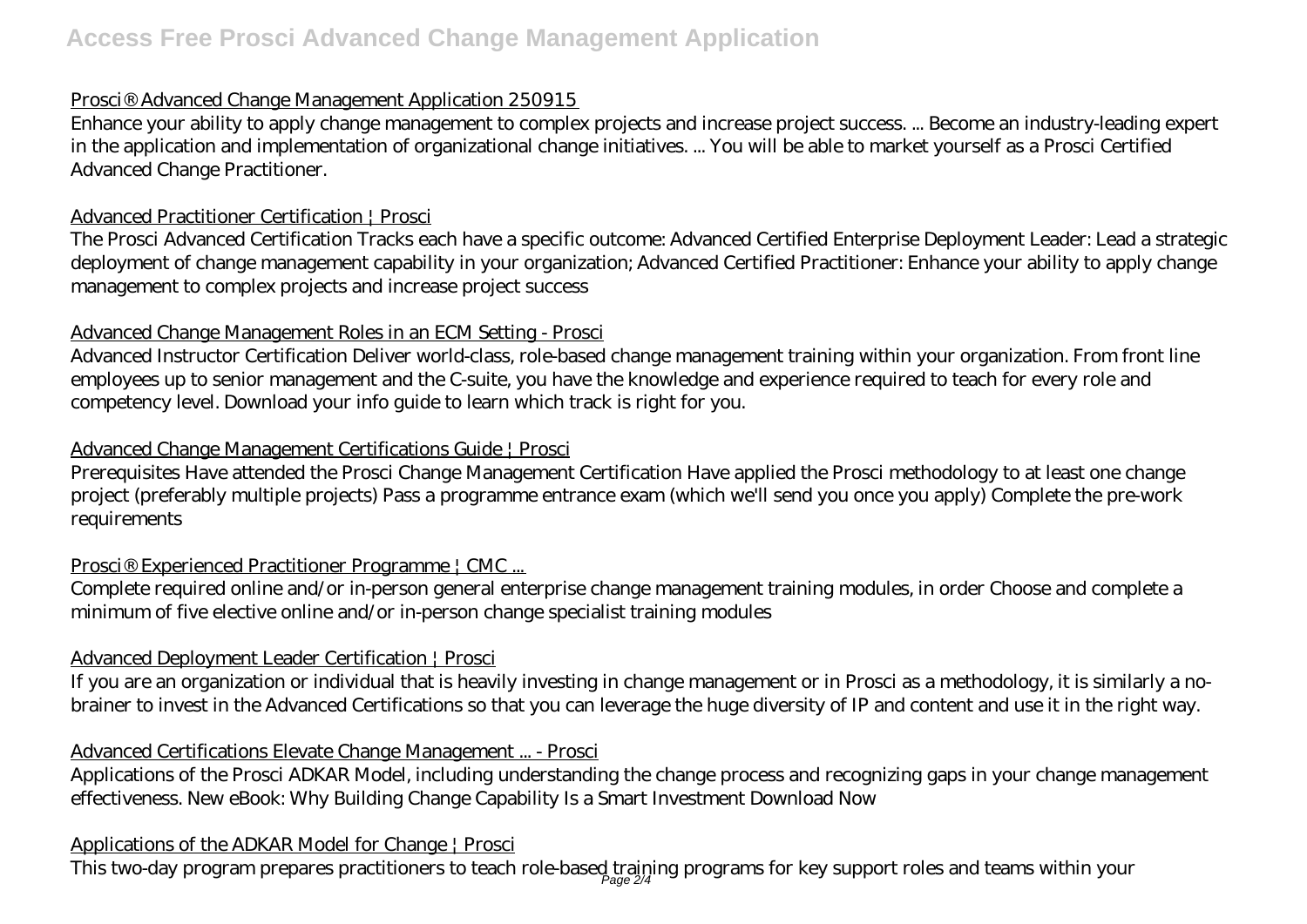Prosci® Advanced Change Management Application 250915

Enhance your ability to apply change management to complex projects and increase project success. ... Become an industry-leading expert in the application and implementation of organizational change initiatives. ... You will be able to market yourself as a Prosci Certified Advanced Change Practitioner.

Advanced Practitioner Certification | Prosci

The Prosci Advanced Certification Tracks each have a specific outcome: Advanced Certified Enterprise Deployment Leader: Lead a strategic deployment of change management capability in your organization; Advanced Certified Practitioner: Enhance your ability to apply change management to complex projects and increase project success

Advanced Change Management Roles in an ECM Setting - Prosci

Advanced Instructor Certification Deliver world-class, role-based change management training within your organization. From front line employees up to senior management and the C-suite, you have the knowledge and experience required to teach for every role and competency level. Download your info guide to learn which track is right for you.

Advanced Change Management Certifications Guide | Prosci

Prerequisites Have attended the Prosci Change Management Certification Have applied the Prosci methodology to at least one change project (preferably multiple projects) Pass a programme entrance exam (which we'll send you once you apply) Complete the pre-work requirements

Prosci® Experienced Practitioner Programme | CMC ...

Complete required online and/or in-person general enterprise change management training modules, in order Choose and complete a minimum of five elective online and/or in-person change specialist training modules

Advanced Deployment Leader Certification | Prosci

If you are an organization or individual that is heavily investing in change management or in Prosci as a methodology, it is similarly a no-brainer to invest in the Advanced Certifications so that you can leverage the huge diversity of IP and content and use it in the right way.

Advanced Certifications Elevate Change Management ... - Prosci

Applications of the Prosci ADKAR Model, including understanding the change process and recognizing gaps in your change management effectiveness. New eBook: Why Building Change Capability Is a Smart Investment Download Now

Applications of the ADKAR Model for Change | Prosci

This two-day program prepares practitioners to teach role-based training programs for key support roles and teams within your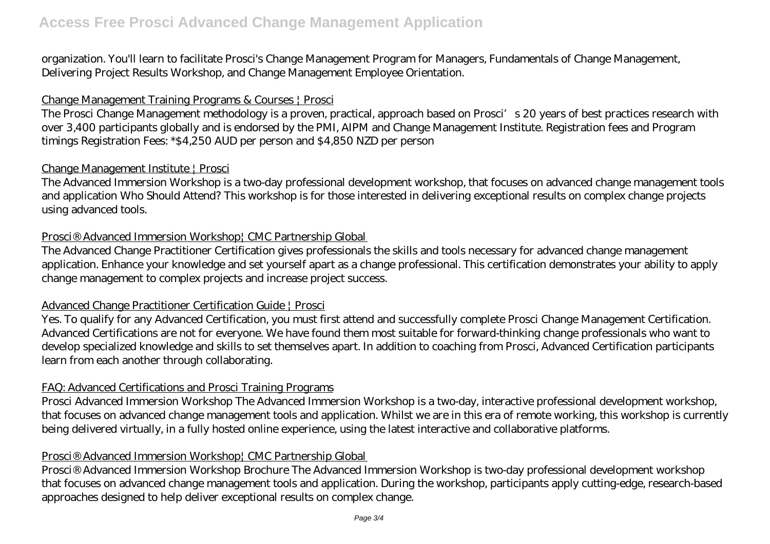organization. You'll learn to facilitate Prosci's Change Management Program for Managers, Fundamentals of Change Management, Delivering Project Results Workshop, and Change Management Employee Orientation.

Change Management Training Programs & Courses | Prosci

The Prosci Change Management methodology is a proven, practical, approach based on Prosci's 20 years of best practices research with over 3,400 participants globally and is endorsed by the PMI, AIPM and Change Management Institute. Registration fees and Program timings Registration Fees: *$4,250 AUD per person and $4,850 NZD per person

Change Management Institute | Prosci

The Advanced Immersion Workshop is a two-day professional development workshop, that focuses on advanced change management tools and application Who Should Attend? This workshop is for those interested in delivering exceptional results on complex change projects using advanced tools.

Prosci® Advanced Immersion Workshop| CMC Partnership Global

The Advanced Change Practitioner Certification gives professionals the skills and tools necessary for advanced change management application. Enhance your knowledge and set yourself apart as a change professional. This certification demonstrates your ability to apply change management to complex projects and increase project success.

Advanced Change Practitioner Certification Guide | Prosci

Yes. To qualify for any Advanced Certification, you must first attend and successfully complete Prosci Change Management Certification. Advanced Certifications are not for everyone. We have found them most suitable for forward-thinking change professionals who want to develop specialized knowledge and skills to set themselves apart. In addition to coaching from Prosci, Advanced Certification participants learn from each another through collaborating.

FAQ: Advanced Certifications and Prosci Training Programs

Prosci Advanced Immersion Workshop The Advanced Immersion Workshop is a two-day, interactive professional development workshop, that focuses on advanced change management tools and application. Whilst we are in this era of remote working, this workshop is currently being delivered virtually, in a fully hosted online experience, using the latest interactive and collaborative platforms.

Prosci® Advanced Immersion Workshop| CMC Partnership Global

Prosci® Advanced Immersion Workshop Brochure The Advanced Immersion Workshop is two-day professional development workshop that focuses on advanced change management tools and application. During the workshop, participants apply cutting-edge, research-based approaches designed to help deliver exceptional results on complex change.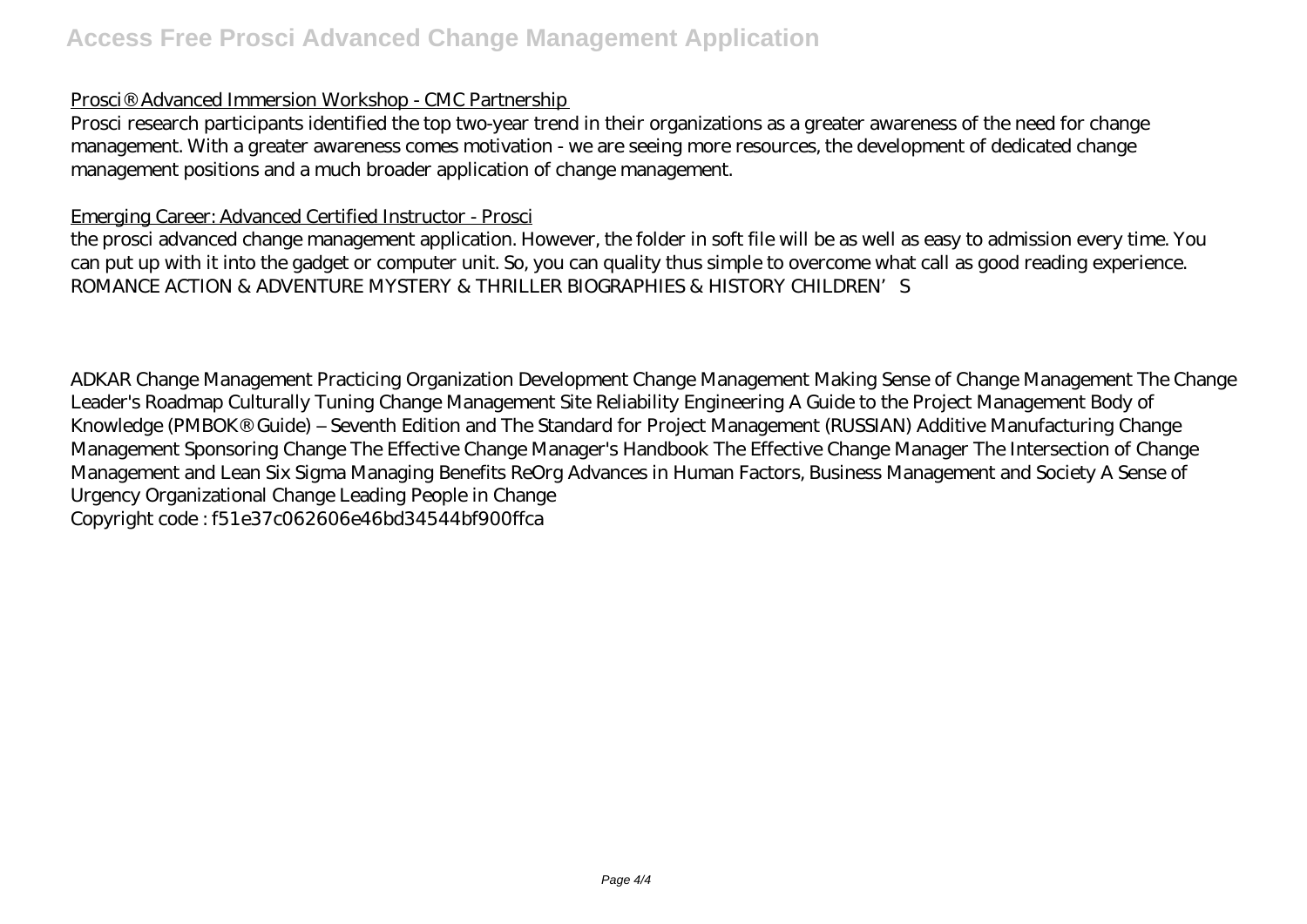Prosci® Advanced Immersion Workshop - CMC Partnership

Prosci research participants identified the top two-year trend in their organizations as a greater awareness of the need for change management. With a greater awareness comes motivation - we are seeing more resources, the development of dedicated change management positions and a much broader application of change management.

Emerging Career: Advanced Certified Instructor - Prosci

the prosci advanced change management application. However, the folder in soft file will be as well as easy to admission every time. You can put up with it into the gadget or computer unit. So, you can quality thus simple to overcome what call as good reading experience. ROMANCE ACTION & ADVENTURE MYSTERY & THRILLER BIOGRAPHIES & HISTORY CHILDREN'S

ADKAR Change Management Practicing Organization Development Change Management Making Sense of Change Management The Change Leader's Roadmap Culturally Tuning Change Management Site Reliability Engineering A Guide to the Project Management Body of Knowledge (PMBOK® Guide) – Seventh Edition and The Standard for Project Management (RUSSIAN) Additive Manufacturing Change Management Sponsoring Change The Effective Change Manager's Handbook The Effective Change Manager The Intersection of Change Management and Lean Six Sigma Managing Benefits ReOrg Advances in Human Factors, Business Management and Society A Sense of Urgency Organizational Change Leading People in Change

Copyright code : f51e37c062606e46bd34544bf900ffca